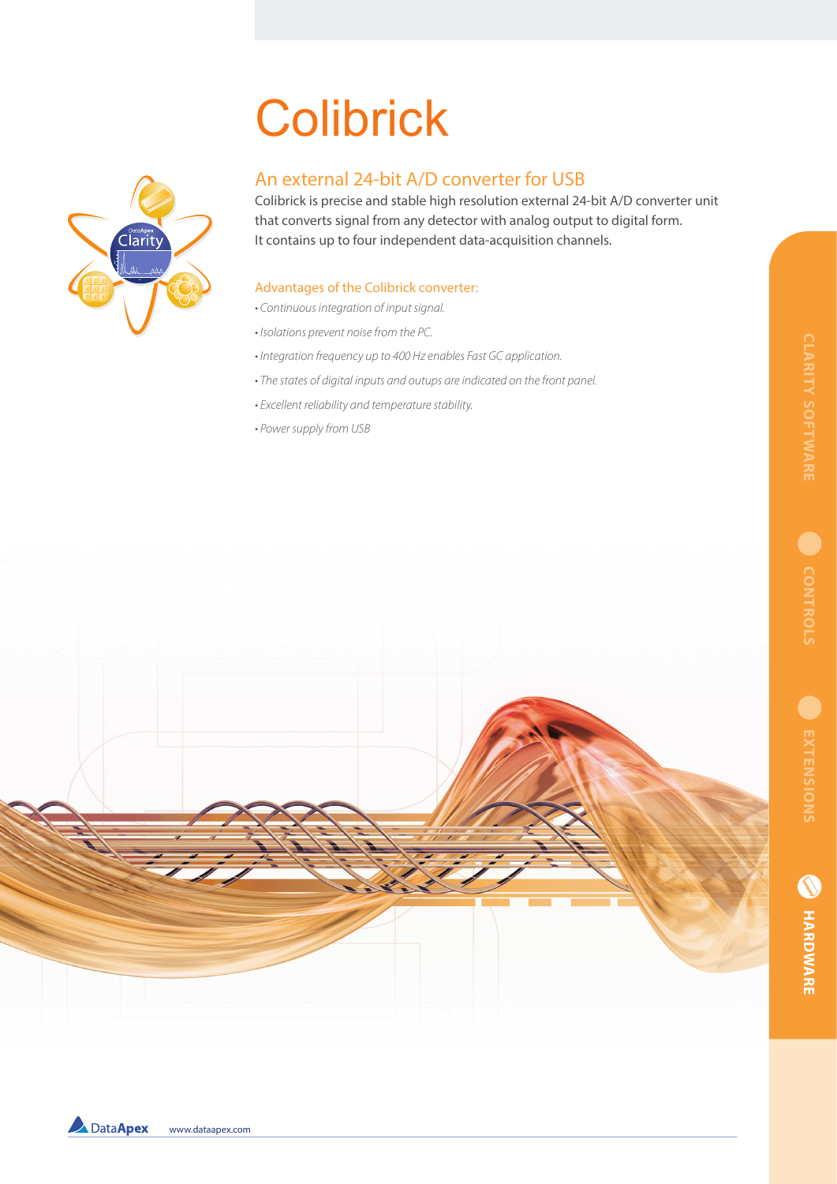# Colibrick

## An external 24-bit A/D converter for USB

Colibrick is precise and stable high resolution external 24-bit A/D converter unit that converts signal from any detector with analog output to digital form. It contains up to four independent data-acquisition channels.

### Advantages of the Colibrick converter:

- *Continuous integration of input signal.*
- *Isolations prevent noise from the PC.*
- *Integration frequency up to 400 Hz enables Fast GC application.*
- *The states of digital inputs and outups are indicated on the front panel.*
- *Excellent reliability and temperature stability.*
- *Power supply from USB*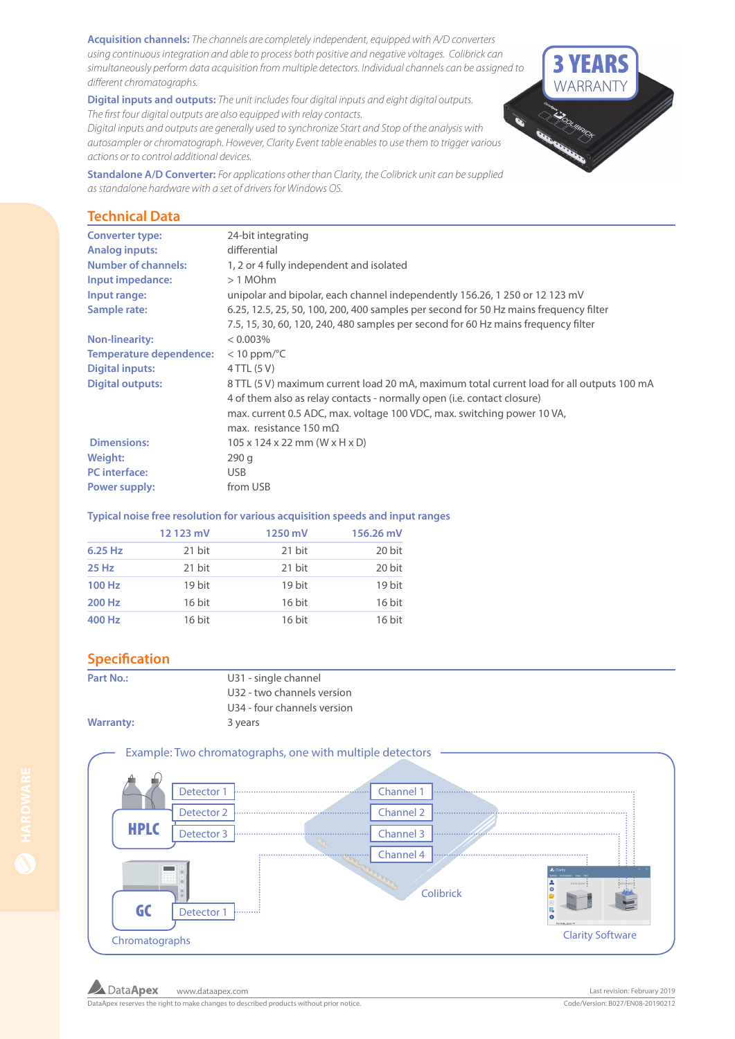**Acquisition channels:** *The channels are completely independent, equipped with A/D converters using continuous integration and able to process both positive and negative voltages. Colibrick can simultaneously perform data acquisition from multiple detectors. Individual channels can be assigned to different chromatographs.*

**Digital inputs and outputs:** *The unit includes four digital inputs and eight digital outputs. The first four digital outputs are also equipped with relay contacts. Digital inputs and outputs are generally used to synchronize Start and Stop of the analysis with autosampler or chromatograph. However, Clarity Event table enables to use them to trigger various actions or to control additional devices.*

**Standalone A/D Converter:** *For applications other than Clarity, the Colibrick unit can be supplied as standalone hardware with a set of drivers for Windows OS.*

3 YEARS WARRANTY

## Technical Data

| | |
|---|---|
| **Converter type:** | 24-bit integrating |
| **Analog inputs:** | differential |
| **Number of channels:** | 1, 2 or 4 fully independent and isolated |
| **Input impedance:** | > 1 MOhm |
| **Input range:** | unipolar and bipolar, each channel independently 156.26, 1 250 or 12 123 mV |
| **Sample rate:** | 6.25, 12.5, 25, 50, 100, 200, 400 samples per second for 50 Hz mains frequency filter<br>7.5, 15, 30, 60, 120, 240, 480 samples per second for 60 Hz mains frequency filter |
| **Non-linearity:** | < 0.003% |
| **Temperature dependence:** | < 10 ppm/°C |
| **Digital inputs:** | 4 TTL (5 V) |
| **Digital outputs:** | 8 TTL (5 V) maximum current load 20 mA, maximum total current load for all outputs 100 mA<br>4 of them also as relay contacts - normally open (i.e. contact closure)<br>max. current 0.5 ADC, max. voltage 100 VDC, max. switching power 10 VA,<br>max. resistance 150 mΩ |
| **Dimensions:** | 105 x 124 x 22 mm (W x H x D) |
| **Weight:** | 290 g |
| **PC interface:** | USB |
| **Power supply:** | from USB |

### Typical noise free resolution for various acquisition speeds and input ranges

| | 12 123 mV | 1250 mV | 156.26 mV |
|---|---|---|---|
| **6.25 Hz** | 21 bit | 21 bit | 20 bit |
| **25 Hz** | 21 bit | 21 bit | 20 bit |
| **100 Hz** | 19 bit | 19 bit | 19 bit |
| **200 Hz** | 16 bit | 16 bit | 16 bit |
| **400 Hz** | 16 bit | 16 bit | 16 bit |

## Specification

| | |
|---|---|
| **Part No.:** | U31 - single channel<br>U32 - two channels version<br>U34 - four channels version |
| **Warranty:** | 3 years |

Example: Two chromatographs, one with multiple detectors

HPLC
Detector 1
Detector 2
Detector 3

GC
Detector 1

Chromatographs

Channel 1
Channel 2
Channel 3
Channel 4

Colibrick

Clarity Software

HARDWARE

DataApex www.dataapex.com

DataApex reserves the right to make changes to described products without prior notice.

Last revision: February 2019

Code/Version: B027/EN08-20190212